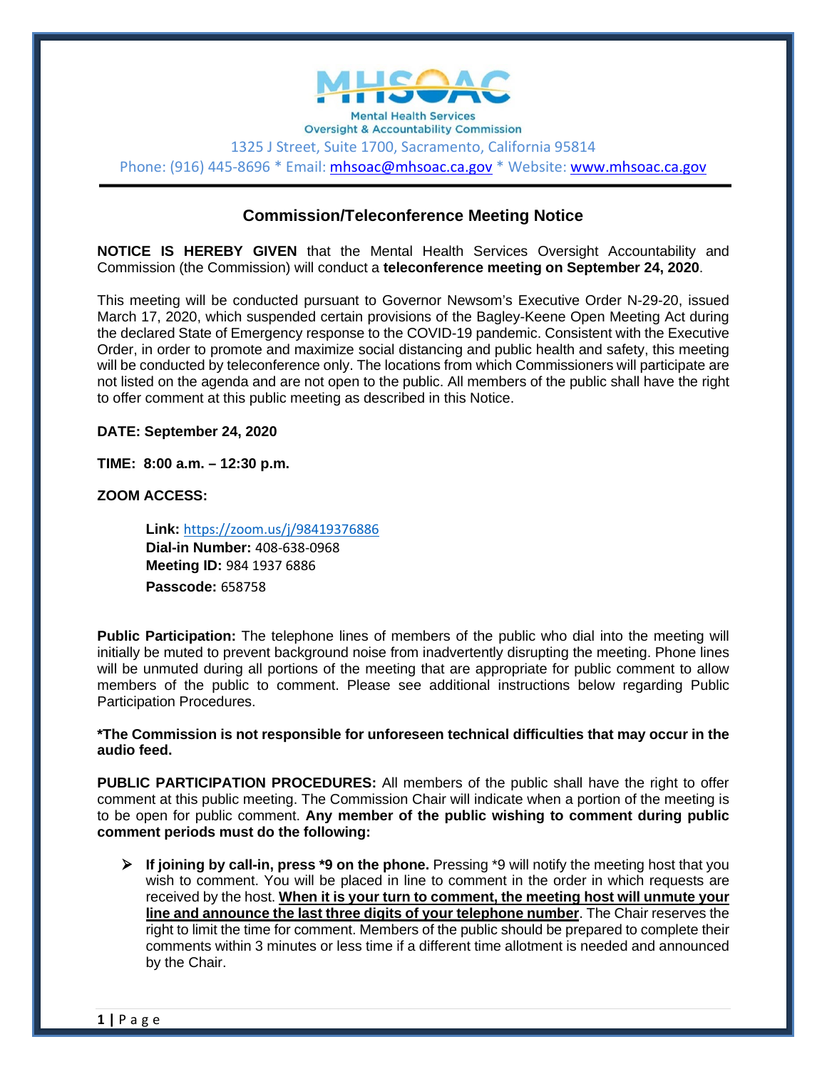# MHSOAC

Mental Health Services
Oversight & Accountability Commission

1325 J Street, Suite 1700, Sacramento, California 95814
Phone: (916) 445-8696 * Email: mhsoac@mhsoac.ca.gov * Website: www.mhsoac.ca.gov

## Commission/Teleconference Meeting Notice

**NOTICE IS HEREBY GIVEN** that the Mental Health Services Oversight Accountability and Commission (the Commission) will conduct a **teleconference meeting on September 24, 2020**.

This meeting will be conducted pursuant to Governor Newsom's Executive Order N-29-20, issued March 17, 2020, which suspended certain provisions of the Bagley-Keene Open Meeting Act during the declared State of Emergency response to the COVID-19 pandemic. Consistent with the Executive Order, in order to promote and maximize social distancing and public health and safety, this meeting will be conducted by teleconference only. The locations from which Commissioners will participate are not listed on the agenda and are not open to the public. All members of the public shall have the right to offer comment at this public meeting as described in this Notice.

**DATE: September 24, 2020**

**TIME: 8:00 a.m. – 12:30 p.m.**

**ZOOM ACCESS:**

> **Link:** https://zoom.us/j/98419376886
> **Dial-in Number:** 408-638-0968
> **Meeting ID:** 984 1937 6886
> **Passcode:** 658758

**Public Participation:** The telephone lines of members of the public who dial into the meeting will initially be muted to prevent background noise from inadvertently disrupting the meeting. Phone lines will be unmuted during all portions of the meeting that are appropriate for public comment to allow members of the public to comment. Please see additional instructions below regarding Public Participation Procedures.

**\*The Commission is not responsible for unforeseen technical difficulties that may occur in the audio feed.**

**PUBLIC PARTICIPATION PROCEDURES:** All members of the public shall have the right to offer comment at this public meeting. The Commission Chair will indicate when a portion of the meeting is to be open for public comment. **Any member of the public wishing to comment during public comment periods must do the following:**

- **If joining by call-in, press *9 on the phone.** Pressing *9 will notify the meeting host that you wish to comment. You will be placed in line to comment in the order in which requests are received by the host. **When it is your turn to comment, the meeting host will unmute your line and announce the last three digits of your telephone number**. The Chair reserves the right to limit the time for comment. Members of the public should be prepared to complete their comments within 3 minutes or less time if a different time allotment is needed and announced by the Chair.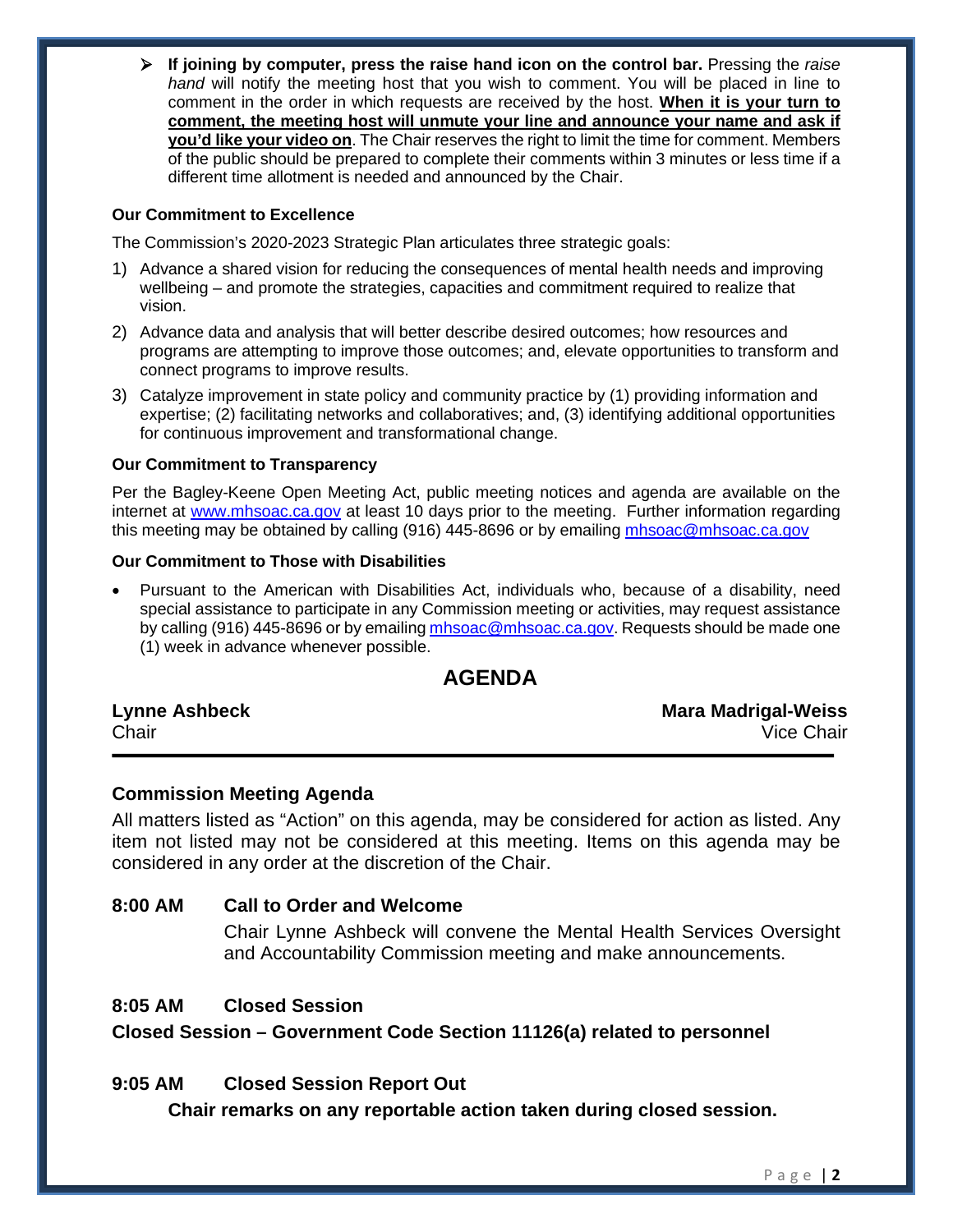- **If joining by computer, press the raise hand icon on the control bar.** Pressing the *raise hand* will notify the meeting host that you wish to comment. You will be placed in line to comment in the order in which requests are received by the host. **When it is your turn to comment, the meeting host will unmute your line and announce your name and ask if you'd like your video on**. The Chair reserves the right to limit the time for comment. Members of the public should be prepared to complete their comments within 3 minutes or less time if a different time allotment is needed and announced by the Chair.

**Our Commitment to Excellence**

The Commission's 2020-2023 Strategic Plan articulates three strategic goals:

1) Advance a shared vision for reducing the consequences of mental health needs and improving wellbeing – and promote the strategies, capacities and commitment required to realize that vision.
2) Advance data and analysis that will better describe desired outcomes; how resources and programs are attempting to improve those outcomes; and, elevate opportunities to transform and connect programs to improve results.
3) Catalyze improvement in state policy and community practice by (1) providing information and expertise; (2) facilitating networks and collaboratives; and, (3) identifying additional opportunities for continuous improvement and transformational change.

**Our Commitment to Transparency**

Per the Bagley-Keene Open Meeting Act, public meeting notices and agenda are available on the internet at www.mhsoac.ca.gov at least 10 days prior to the meeting. Further information regarding this meeting may be obtained by calling (916) 445-8696 or by emailing mhsoac@mhsoac.ca.gov

**Our Commitment to Those with Disabilities**

- Pursuant to the American with Disabilities Act, individuals who, because of a disability, need special assistance to participate in any Commission meeting or activities, may request assistance by calling (916) 445-8696 or by emailing mhsoac@mhsoac.ca.gov. Requests should be made one (1) week in advance whenever possible.

# AGENDA

**Lynne Ashbeck**
Chair

**Mara Madrigal-Weiss**
Vice Chair

---

## Commission Meeting Agenda

All matters listed as "Action" on this agenda, may be considered for action as listed. Any item not listed may not be considered at this meeting. Items on this agenda may be considered in any order at the discretion of the Chair.

### 8:00 AM Call to Order and Welcome

Chair Lynne Ashbeck will convene the Mental Health Services Oversight and Accountability Commission meeting and make announcements.

### 8:05 AM Closed Session

**Closed Session – Government Code Section 11126(a) related to personnel**

### 9:05 AM Closed Session Report Out

**Chair remarks on any reportable action taken during closed session.**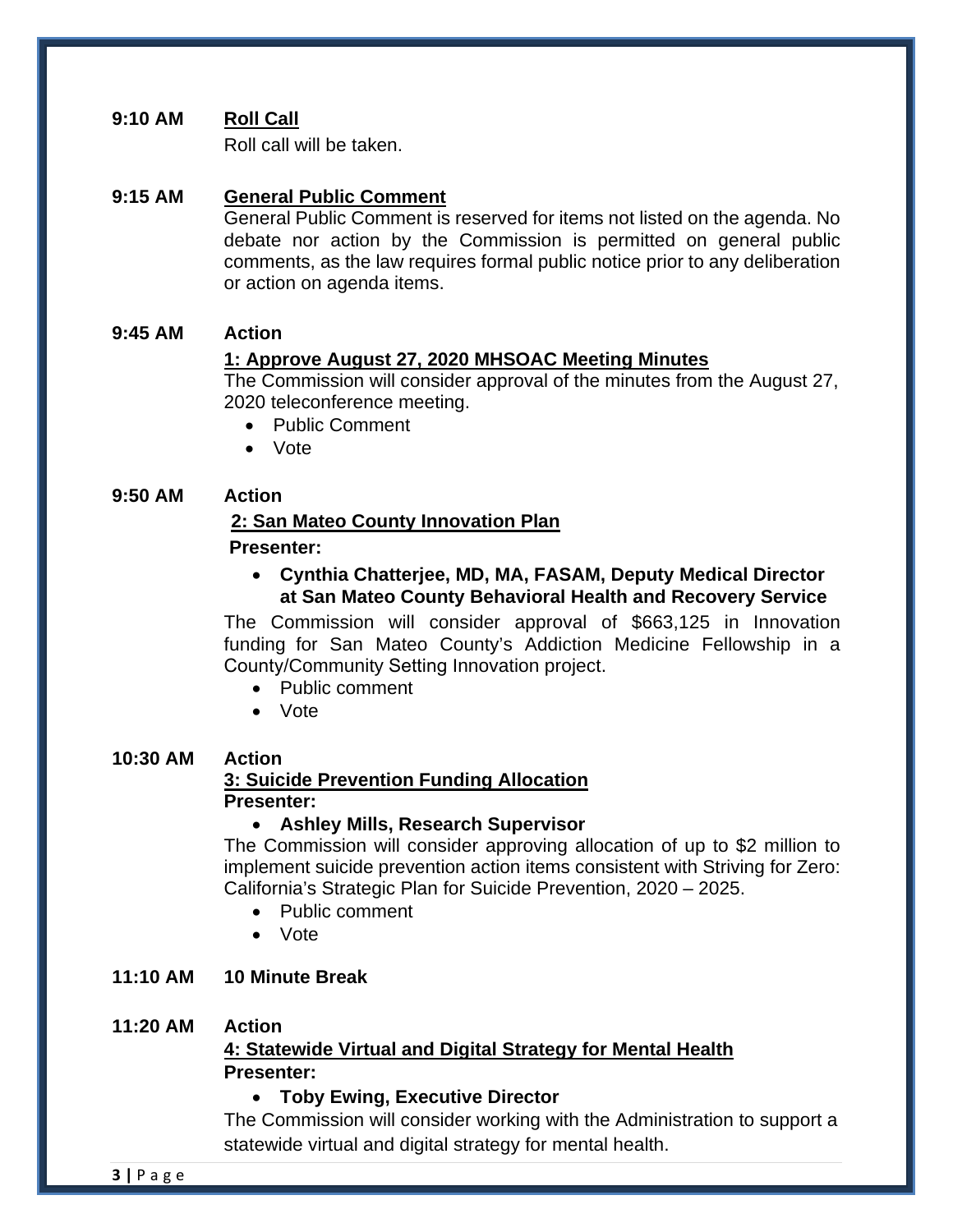**9:10 AM** **Roll Call**

Roll call will be taken.

**9:15 AM** **General Public Comment**

General Public Comment is reserved for items not listed on the agenda. No debate nor action by the Commission is permitted on general public comments, as the law requires formal public notice prior to any deliberation or action on agenda items.

**9:45 AM** **Action**

**1: Approve August 27, 2020 MHSOAC Meeting Minutes**

The Commission will consider approval of the minutes from the August 27, 2020 teleconference meeting.

- Public Comment
- Vote

**9:50 AM** **Action**

**2: San Mateo County Innovation Plan**

**Presenter:**

- **Cynthia Chatterjee, MD, MA, FASAM, Deputy Medical Director at San Mateo County Behavioral Health and Recovery Service**

The Commission will consider approval of $663,125 in Innovation funding for San Mateo County's Addiction Medicine Fellowship in a County/Community Setting Innovation project.

- Public comment
- Vote

**10:30 AM** **Action**

**3: Suicide Prevention Funding Allocation**

**Presenter:**

- **Ashley Mills, Research Supervisor**

The Commission will consider approving allocation of up to $2 million to implement suicide prevention action items consistent with Striving for Zero: California's Strategic Plan for Suicide Prevention, 2020 – 2025.

- Public comment
- Vote

**11:10 AM** **10 Minute Break**

**11:20 AM** **Action**

**4: Statewide Virtual and Digital Strategy for Mental Health**

**Presenter:**

- **Toby Ewing, Executive Director**

The Commission will consider working with the Administration to support a statewide virtual and digital strategy for mental health.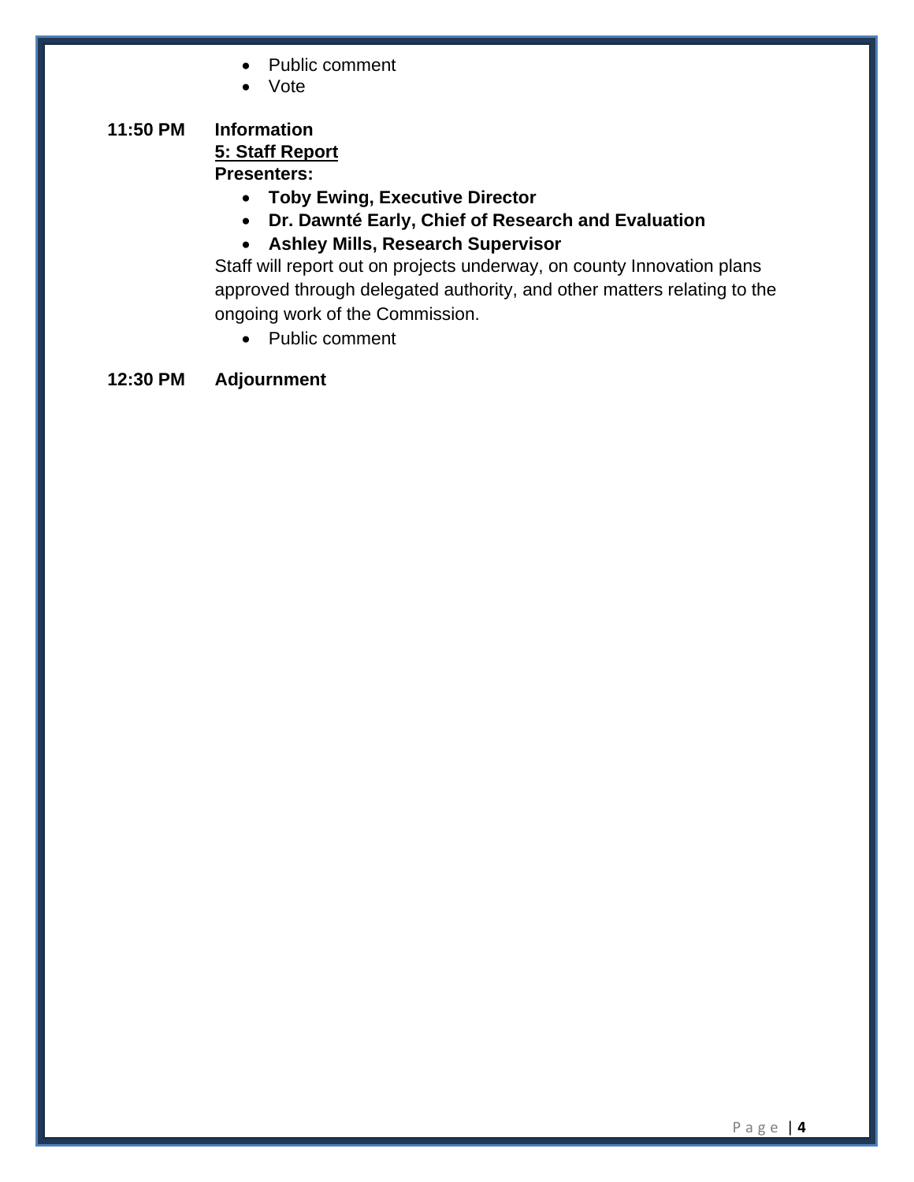- Public comment
- Vote

**11:50 PM** **Information**

**5: Staff Report**

**Presenters:**

- **Toby Ewing, Executive Director**
- **Dr. Dawnté Early, Chief of Research and Evaluation**
- **Ashley Mills, Research Supervisor**

Staff will report out on projects underway, on county Innovation plans approved through delegated authority, and other matters relating to the ongoing work of the Commission.

- Public comment

**12:30 PM** **Adjournment**